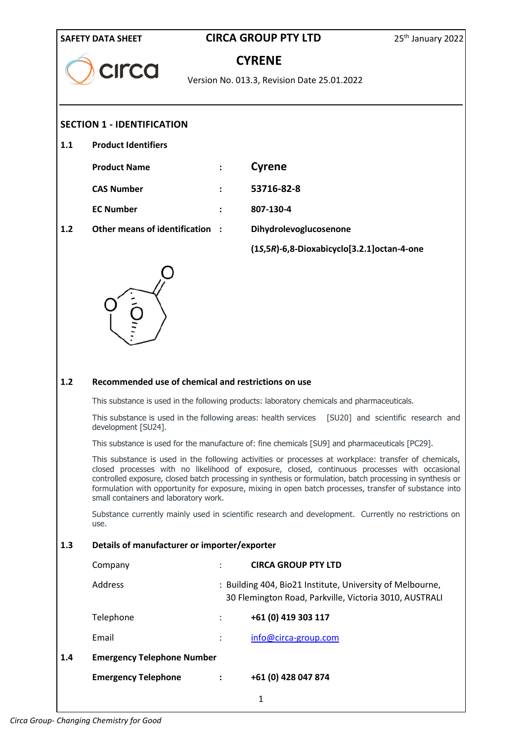**SAFETY DATA SHEET** | **CIRCA GROUP PTY LTD** | 25th January 2022

# CYRENE

Version No. 013.3, Revision Date 25.01.2022

## SECTION 1 - IDENTIFICATION

### 1.1 Product Identifiers

| | | |
|---|---|---|
| **Product Name** | : | **Cyrene** |
| **CAS Number** | : | **53716-82-8** |
| **EC Number** | : | **807-130-4** |

### 1.2 Other means of identification : **Dihydrolevoglucosenone**

**(1*S*,5*R*)-6,8-Dioxabicyclo[3.2.1]octan-4-one**

### 1.2 Recommended use of chemical and restrictions on use

This substance is used in the following products: laboratory chemicals and pharmaceuticals.

This substance is used in the following areas: health services [SU20] and scientific research and development [SU24].

This substance is used for the manufacture of: fine chemicals [SU9] and pharmaceuticals [PC29].

This substance is used in the following activities or processes at workplace: transfer of chemicals, closed processes with no likelihood of exposure, closed, continuous processes with occasional controlled exposure, closed batch processing in synthesis or formulation, batch processing in synthesis or formulation with opportunity for exposure, mixing in open batch processes, transfer of substance into small containers and laboratory work.

Substance currently mainly used in scientific research and development. Currently no restrictions on use.

### 1.3 Details of manufacturer or importer/exporter

| | | |
|---|---|---|
| Company | : | **CIRCA GROUP PTY LTD** |
| Address | : | Building 404, Bio21 Institute, University of Melbourne, 30 Flemington Road, Parkville, Victoria 3010, AUSTRALI |
| Telephone | : | **+61 (0) 419 303 117** |
| Email | : | info@circa-group.com |

### 1.4 Emergency Telephone Number

| | | |
|---|---|---|
| **Emergency Telephone** | : | **+61 (0) 428 047 874** |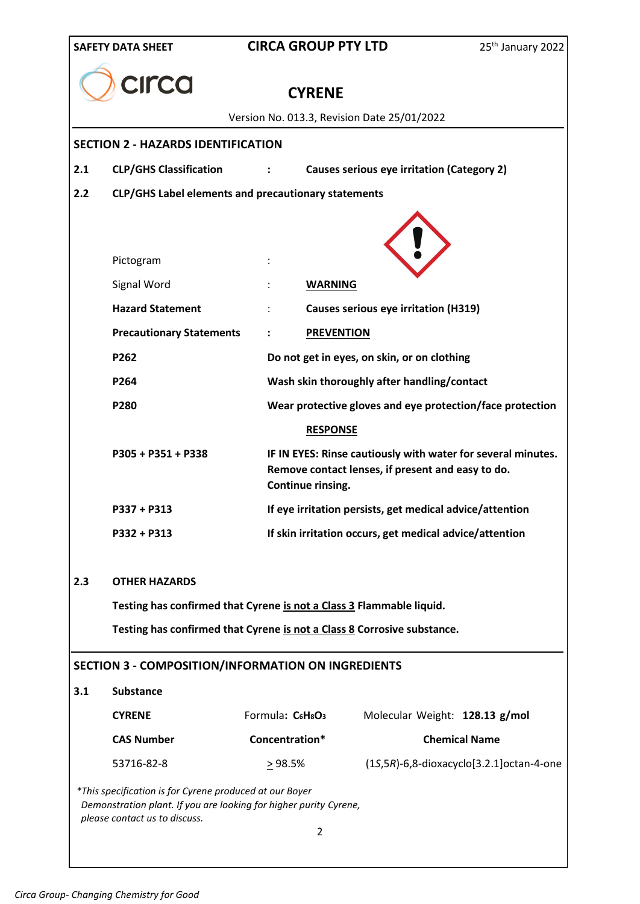## SECTION 2 - HAZARDS IDENTIFICATION

**2.1 CLP/GHS Classification : Causes serious eye irritation (Category 2)**

**2.2 CLP/GHS Label elements and precautionary statements**

| | | |
|---|---|---|
| Pictogram | : | |
| Signal Word | : | **WARNING** |
| **Hazard Statement** | : | **Causes serious eye irritation (H319)** |
| **Precautionary Statements** | **:** | **PREVENTION** |
| **P262** | **Do not get in eyes, on skin, or on clothing** | |
| **P264** | **Wash skin thoroughly after handling/contact** | |
| **P280** | **Wear protective gloves and eye protection/face protection** | |
| | **RESPONSE** | |
| **P305 + P351 + P338** | **IF IN EYES: Rinse cautiously with water for several minutes. Remove contact lenses, if present and easy to do. Continue rinsing.** | |
| **P337 + P313** | **If eye irritation persists, get medical advice/attention** | |
| **P332 + P313** | **If skin irritation occurs, get medical advice/attention** | |

**2.3 OTHER HAZARDS**

**Testing has confirmed that Cyrene is not a Class 3 Flammable liquid.**

**Testing has confirmed that Cyrene is not a Class 8 Corrosive substance.**

## SECTION 3 - COMPOSITION/INFORMATION ON INGREDIENTS

**3.1 Substance**

| **CYRENE** | Formula: **$C_6H_8O_3$** | Molecular Weight: **128.13 g/mol** |
|---|---|---|
| **CAS Number** | **Concentration*** | **Chemical Name** |
| 53716-82-8 | ≥ 98.5% | (1*S*,5*R*)-6,8-dioxacyclo[3.2.1]octan-4-one |

*\*This specification is for Cyrene produced at our Boyer Demonstration plant. If you are looking for higher purity Cyrene, please contact us to discuss.*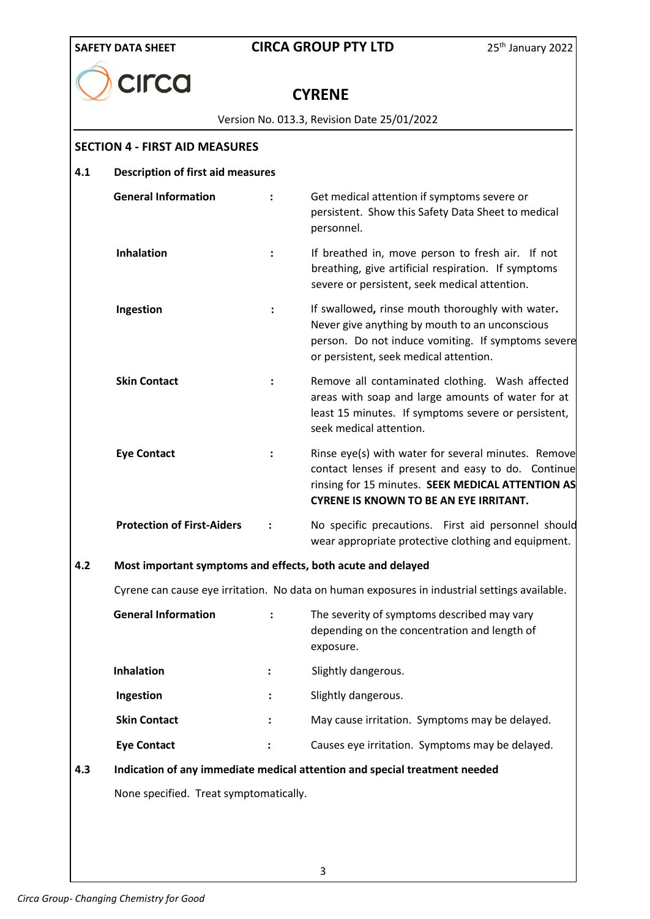## SECTION 4 - FIRST AID MEASURES

### 4.1 Description of first aid measures

| | | |
|---|---|---|
| **General Information** | : | Get medical attention if symptoms severe or persistent. Show this Safety Data Sheet to medical personnel. |
| **Inhalation** | : | If breathed in, move person to fresh air. If not breathing, give artificial respiration. If symptoms severe or persistent, seek medical attention. |
| **Ingestion** | : | If swallowed**,** rinse mouth thoroughly with water**.** Never give anything by mouth to an unconscious person. Do not induce vomiting. If symptoms severe or persistent, seek medical attention. |
| **Skin Contact** | : | Remove all contaminated clothing. Wash affected areas with soap and large amounts of water for at least 15 minutes. If symptoms severe or persistent, seek medical attention. |
| **Eye Contact** | : | Rinse eye(s) with water for several minutes. Remove contact lenses if present and easy to do. Continue rinsing for 15 minutes. **SEEK MEDICAL ATTENTION AS CYRENE IS KNOWN TO BE AN EYE IRRITANT.** |
| **Protection of First-Aiders** | : | No specific precautions. First aid personnel should wear appropriate protective clothing and equipment. |

### 4.2 Most important symptoms and effects, both acute and delayed

Cyrene can cause eye irritation. No data on human exposures in industrial settings available.

| | | |
|---|---|---|
| **General Information** | : | The severity of symptoms described may vary depending on the concentration and length of exposure. |
| **Inhalation** | : | Slightly dangerous. |
| **Ingestion** | : | Slightly dangerous. |
| **Skin Contact** | : | May cause irritation. Symptoms may be delayed. |
| **Eye Contact** | : | Causes eye irritation. Symptoms may be delayed. |

### 4.3 Indication of any immediate medical attention and special treatment needed

None specified. Treat symptomatically.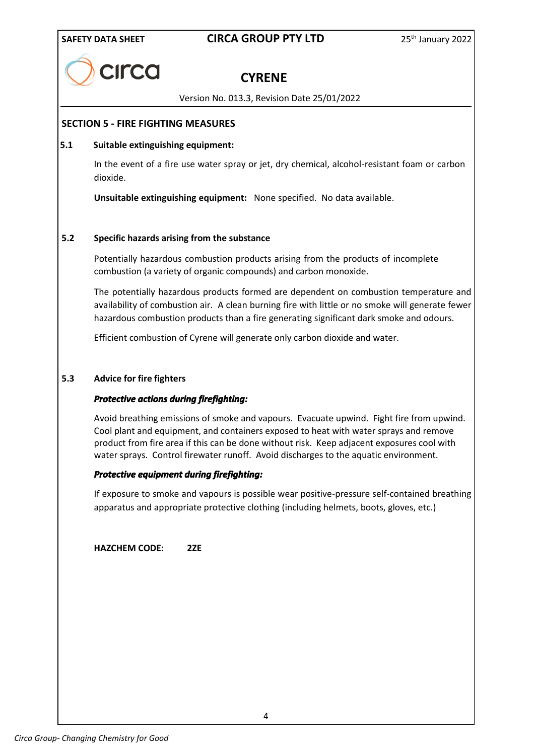## SECTION 5 - FIRE FIGHTING MEASURES

### 5.1 Suitable extinguishing equipment:

In the event of a fire use water spray or jet, dry chemical, alcohol-resistant foam or carbon dioxide.

**Unsuitable extinguishing equipment:** None specified. No data available.

### 5.2 Specific hazards arising from the substance

Potentially hazardous combustion products arising from the products of incomplete combustion (a variety of organic compounds) and carbon monoxide.

The potentially hazardous products formed are dependent on combustion temperature and availability of combustion air. A clean burning fire with little or no smoke will generate fewer hazardous combustion products than a fire generating significant dark smoke and odours.

Efficient combustion of Cyrene will generate only carbon dioxide and water.

### 5.3 Advice for fire fighters

***Protective actions during firefighting:***

Avoid breathing emissions of smoke and vapours. Evacuate upwind. Fight fire from upwind. Cool plant and equipment, and containers exposed to heat with water sprays and remove product from fire area if this can be done without risk. Keep adjacent exposures cool with water sprays. Control firewater runoff. Avoid discharges to the aquatic environment.

***Protective equipment during firefighting:***

If exposure to smoke and vapours is possible wear positive-pressure self-contained breathing apparatus and appropriate protective clothing (including helmets, boots, gloves, etc.)

**HAZCHEM CODE: 2ZE**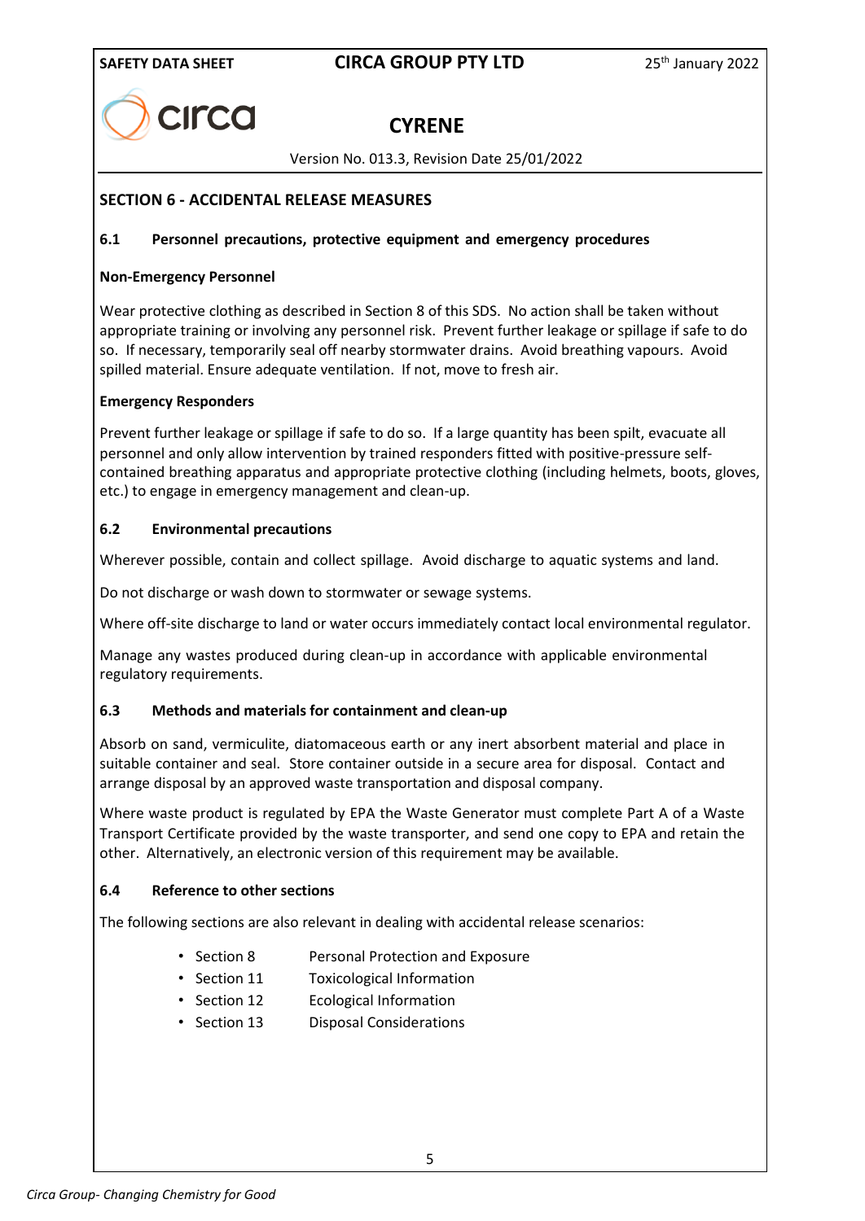## SECTION 6 - ACCIDENTAL RELEASE MEASURES

### 6.1 Personnel precautions, protective equipment and emergency procedures

**Non-Emergency Personnel**

Wear protective clothing as described in Section 8 of this SDS. No action shall be taken without appropriate training or involving any personnel risk. Prevent further leakage or spillage if safe to do so. If necessary, temporarily seal off nearby stormwater drains. Avoid breathing vapours. Avoid spilled material. Ensure adequate ventilation. If not, move to fresh air.

**Emergency Responders**

Prevent further leakage or spillage if safe to do so. If a large quantity has been spilt, evacuate all personnel and only allow intervention by trained responders fitted with positive-pressure self-contained breathing apparatus and appropriate protective clothing (including helmets, boots, gloves, etc.) to engage in emergency management and clean-up.

### 6.2 Environmental precautions

Wherever possible, contain and collect spillage. Avoid discharge to aquatic systems and land.

Do not discharge or wash down to stormwater or sewage systems.

Where off-site discharge to land or water occurs immediately contact local environmental regulator.

Manage any wastes produced during clean-up in accordance with applicable environmental regulatory requirements.

### 6.3 Methods and materials for containment and clean-up

Absorb on sand, vermiculite, diatomaceous earth or any inert absorbent material and place in suitable container and seal. Store container outside in a secure area for disposal. Contact and arrange disposal by an approved waste transportation and disposal company.

Where waste product is regulated by EPA the Waste Generator must complete Part A of a Waste Transport Certificate provided by the waste transporter, and send one copy to EPA and retain the other. Alternatively, an electronic version of this requirement may be available.

### 6.4 Reference to other sections

The following sections are also relevant in dealing with accidental release scenarios:

- Section 8 Personal Protection and Exposure
- Section 11 Toxicological Information
- Section 12 Ecological Information
- Section 13 Disposal Considerations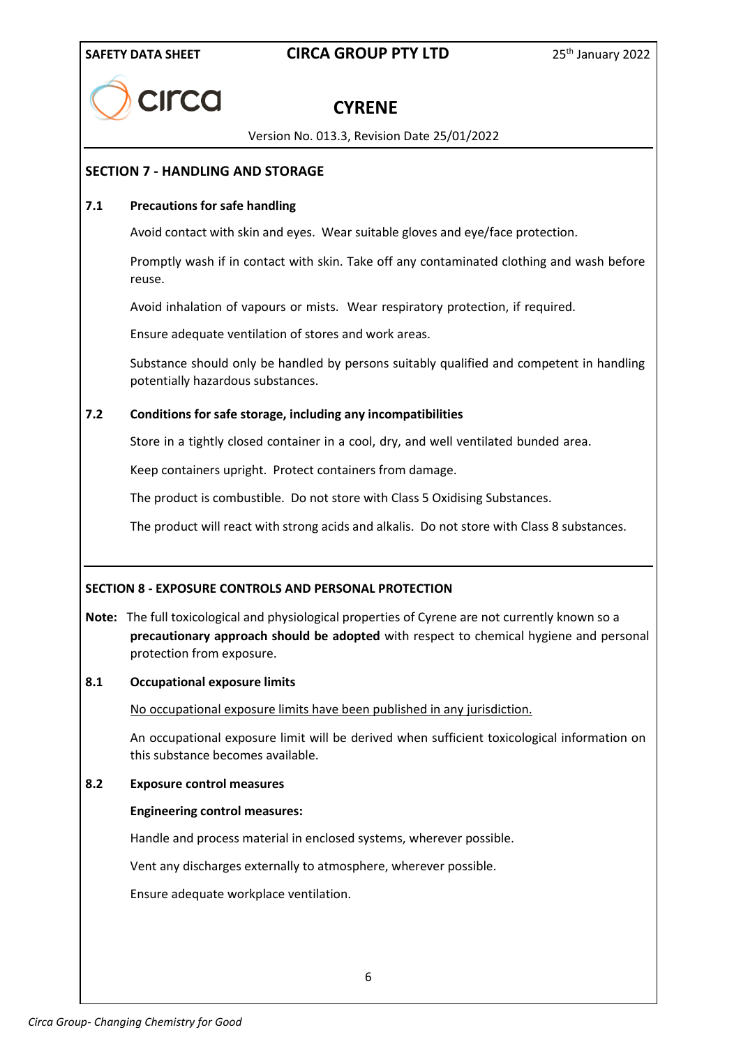## SECTION 7 - HANDLING AND STORAGE

### 7.1 Precautions for safe handling

Avoid contact with skin and eyes. Wear suitable gloves and eye/face protection.

Promptly wash if in contact with skin. Take off any contaminated clothing and wash before reuse.

Avoid inhalation of vapours or mists. Wear respiratory protection, if required.

Ensure adequate ventilation of stores and work areas.

Substance should only be handled by persons suitably qualified and competent in handling potentially hazardous substances.

### 7.2 Conditions for safe storage, including any incompatibilities

Store in a tightly closed container in a cool, dry, and well ventilated bunded area.

Keep containers upright. Protect containers from damage.

The product is combustible. Do not store with Class 5 Oxidising Substances.

The product will react with strong acids and alkalis. Do not store with Class 8 substances.

## SECTION 8 - EXPOSURE CONTROLS AND PERSONAL PROTECTION

**Note:** The full toxicological and physiological properties of Cyrene are not currently known so a **precautionary approach should be adopted** with respect to chemical hygiene and personal protection from exposure.

### 8.1 Occupational exposure limits

<u>No occupational exposure limits have been published in any jurisdiction.</u>

An occupational exposure limit will be derived when sufficient toxicological information on this substance becomes available.

### 8.2 Exposure control measures

**Engineering control measures:**

Handle and process material in enclosed systems, wherever possible.

Vent any discharges externally to atmosphere, wherever possible.

Ensure adequate workplace ventilation.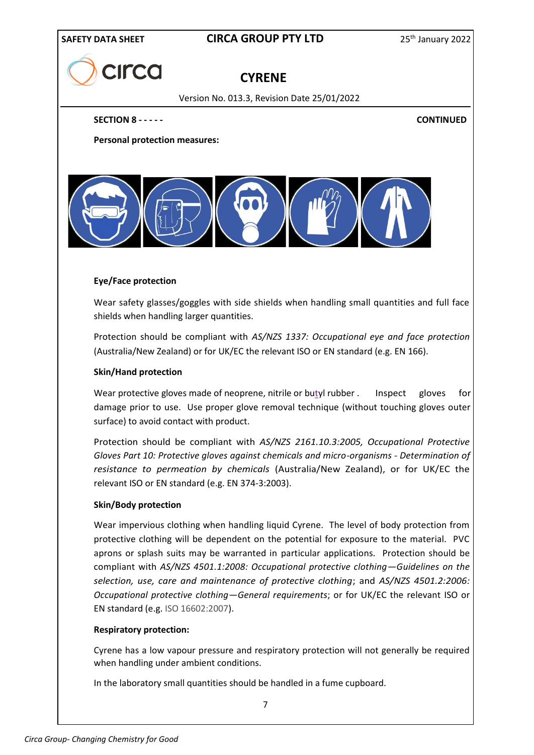**SECTION 8 - - - - -** **CONTINUED**

**Personal protection measures:**

**Eye/Face protection**

Wear safety glasses/goggles with side shields when handling small quantities and full face shields when handling larger quantities.

Protection should be compliant with *AS/NZS 1337: Occupational eye and face protection* (Australia/New Zealand) or for UK/EC the relevant ISO or EN standard (e.g. EN 166).

**Skin/Hand protection**

Wear protective gloves made of neoprene, nitrile or butyl rubber . Inspect gloves for damage prior to use. Use proper glove removal technique (without touching gloves outer surface) to avoid contact with product.

Protection should be compliant with *AS/NZS 2161.10.3:2005, Occupational Protective Gloves Part 10: Protective gloves against chemicals and micro-organisms - Determination of resistance to permeation by chemicals* (Australia/New Zealand), or for UK/EC the relevant ISO or EN standard (e.g. EN 374-3:2003).

**Skin/Body protection**

Wear impervious clothing when handling liquid Cyrene. The level of body protection from protective clothing will be dependent on the potential for exposure to the material. PVC aprons or splash suits may be warranted in particular applications. Protection should be compliant with *AS/NZS 4501.1:2008: Occupational protective clothing—Guidelines on the selection, use, care and maintenance of protective clothing*; and *AS/NZS 4501.2:2006: Occupational protective clothing—General requirements*; or for UK/EC the relevant ISO or EN standard (e.g. ISO 16602:2007).

**Respiratory protection:**

Cyrene has a low vapour pressure and respiratory protection will not generally be required when handling under ambient conditions.

In the laboratory small quantities should be handled in a fume cupboard.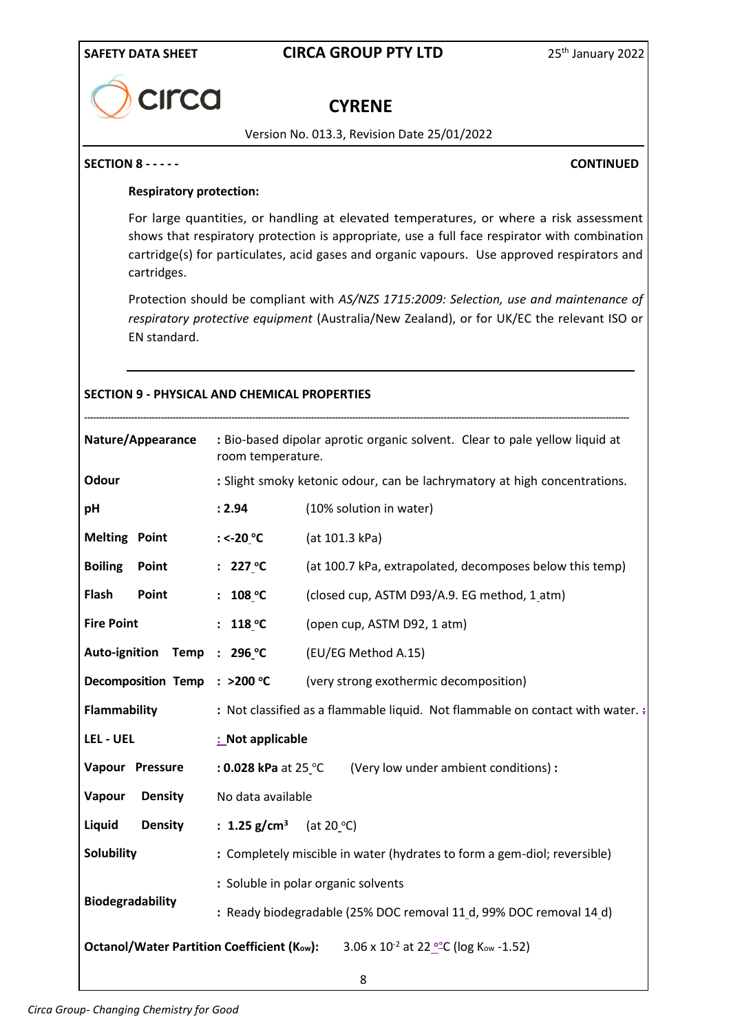**SECTION 8 - - - - -** **CONTINUED**

**Respiratory protection:**

For large quantities, or handling at elevated temperatures, or where a risk assessment shows that respiratory protection is appropriate, use a full face respirator with combination cartridge(s) for particulates, acid gases and organic vapours. Use approved respirators and cartridges.

Protection should be compliant with *AS/NZS 1715:2009: Selection, use and maintenance of respiratory protective equipment* (Australia/New Zealand), or for UK/EC the relevant ISO or EN standard.

## SECTION 9 - PHYSICAL AND CHEMICAL PROPERTIES

| Property | Value | Conditions / Notes |
|---|---|---|
| **Nature/Appearance** | : Bio-based dipolar aprotic organic solvent. Clear to pale yellow liquid at room temperature. | |
| **Odour** | : Slight smoky ketonic odour, can be lachrymatory at high concentrations. | |
| **pH** | **: 2.94** | (10% solution in water) |
| **Melting Point** | **: <-20 °C** | (at 101.3 kPa) |
| **Boiling Point** | **: 227 °C** | (at 100.7 kPa, extrapolated, decomposes below this temp) |
| **Flash Point** | **: 108 °C** | (closed cup, ASTM D93/A.9. EG method, 1 atm) |
| **Fire Point** | **: 118 °C** | (open cup, ASTM D92, 1 atm) |
| **Auto-ignition Temp** | **: 296 °C** | (EU/EG Method A.15) |
| **Decomposition Temp** | **: >200 °C** | (very strong exothermic decomposition) |
| **Flammability** | : Not classified as a flammable liquid. Not flammable on contact with water. | |
| **LEL - UEL** | **: Not applicable** | |
| **Vapour Pressure** | **: 0.028 kPa** at 25 °C | (Very low under ambient conditions) : |
| **Vapour Density** | No data available | |
| **Liquid Density** | **: 1.25 g/cm³** | (at 20 °C) |
| **Solubility** | : Completely miscible in water (hydrates to form a gem-diol; reversible) | |
| | : Soluble in polar organic solvents | |
| **Biodegradability** | : Ready biodegradable (25% DOC removal 11 d, 99% DOC removal 14 d) | |

**Octanol/Water Partition Coefficient ($K_{ow}$):** $3.06 \times 10^{-2}$ at 22 °C (log $K_{ow}$ -1.52)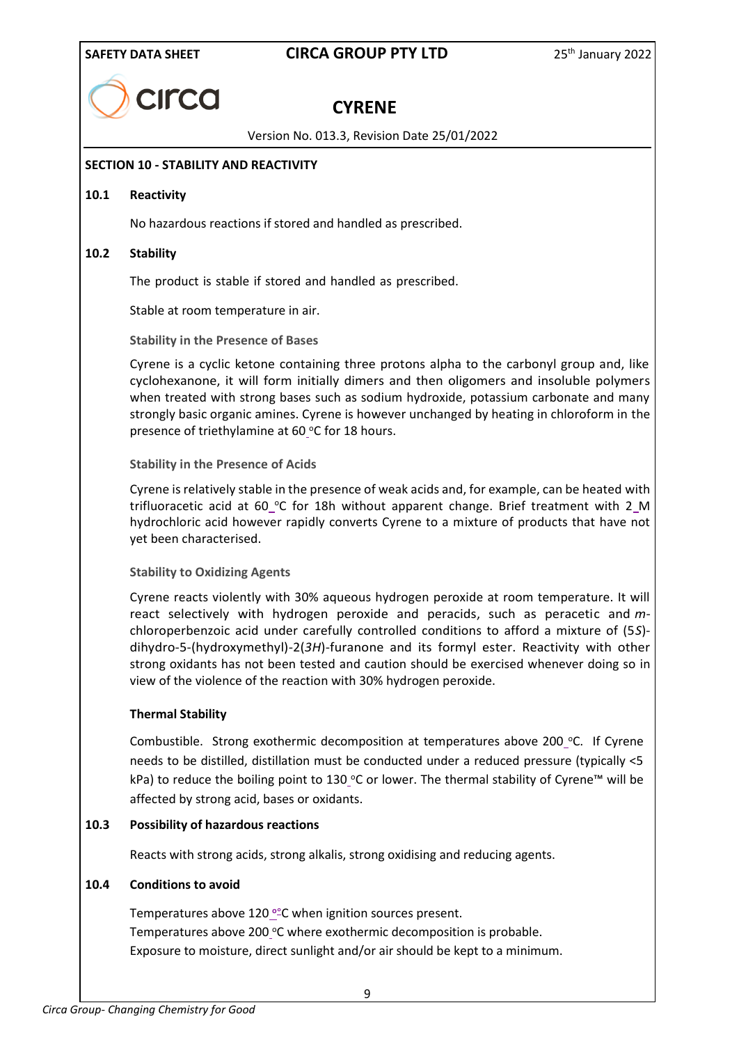## SECTION 10 - STABILITY AND REACTIVITY

### 10.1 Reactivity

No hazardous reactions if stored and handled as prescribed.

### 10.2 Stability

The product is stable if stored and handled as prescribed.

Stable at room temperature in air.

#### Stability in the Presence of Bases

Cyrene is a cyclic ketone containing three protons alpha to the carbonyl group and, like cyclohexanone, it will form initially dimers and then oligomers and insoluble polymers when treated with strong bases such as sodium hydroxide, potassium carbonate and many strongly basic organic amines. Cyrene is however unchanged by heating in chloroform in the presence of triethylamine at 60 °C for 18 hours.

#### Stability in the Presence of Acids

Cyrene is relatively stable in the presence of weak acids and, for example, can be heated with trifluoracetic acid at 60 °C for 18h without apparent change. Brief treatment with 2 M hydrochloric acid however rapidly converts Cyrene to a mixture of products that have not yet been characterised.

#### Stability to Oxidizing Agents

Cyrene reacts violently with 30% aqueous hydrogen peroxide at room temperature. It will react selectively with hydrogen peroxide and peracids, such as peracetic and *m*-chloroperbenzoic acid under carefully controlled conditions to afford a mixture of (5*S*)-dihydro-5-(hydroxymethyl)-2(*3H*)-furanone and its formyl ester. Reactivity with other strong oxidants has not been tested and caution should be exercised whenever doing so in view of the violence of the reaction with 30% hydrogen peroxide.

#### Thermal Stability

Combustible. Strong exothermic decomposition at temperatures above 200 °C. If Cyrene needs to be distilled, distillation must be conducted under a reduced pressure (typically <5 kPa) to reduce the boiling point to 130 °C or lower. The thermal stability of Cyrene™ will be affected by strong acid, bases or oxidants.

### 10.3 Possibility of hazardous reactions

Reacts with strong acids, strong alkalis, strong oxidising and reducing agents.

### 10.4 Conditions to avoid

Temperatures above 120 °C when ignition sources present.
Temperatures above 200 °C where exothermic decomposition is probable.
Exposure to moisture, direct sunlight and/or air should be kept to a minimum.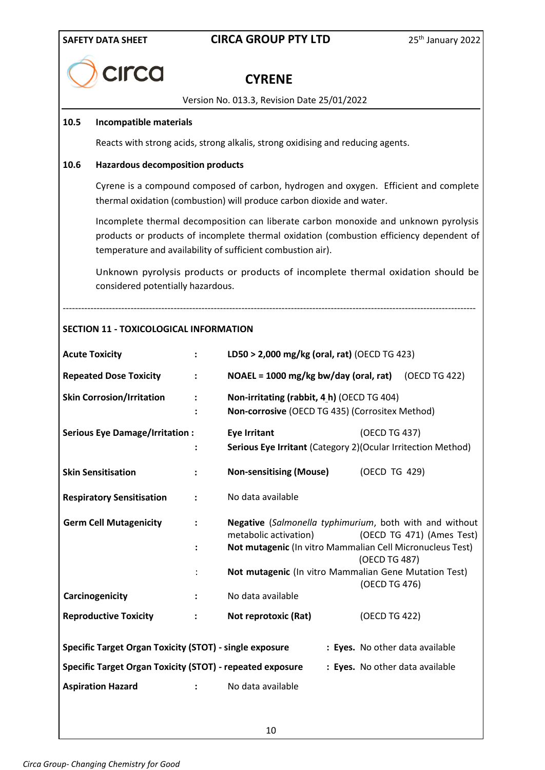**10.5 Incompatible materials**

Reacts with strong acids, strong alkalis, strong oxidising and reducing agents.

**10.6 Hazardous decomposition products**

Cyrene is a compound composed of carbon, hydrogen and oxygen. Efficient and complete thermal oxidation (combustion) will produce carbon dioxide and water.

Incomplete thermal decomposition can liberate carbon monoxide and unknown pyrolysis products or products of incomplete thermal oxidation (combustion efficiency dependent of temperature and availability of sufficient combustion air).

Unknown pyrolysis products or products of incomplete thermal oxidation should be considered potentially hazardous.

---

## SECTION 11 - TOXICOLOGICAL INFORMATION

| | | |
|---|---|---|
| **Acute Toxicity** | : | **LD50 > 2,000 mg/kg (oral, rat)** (OECD TG 423) |
| **Repeated Dose Toxicity** | : | **NOAEL = 1000 mg/kg bw/day (oral, rat)** (OECD TG 422) |
| **Skin Corrosion/Irritation** | : | **Non-irritating (rabbit, 4 h)** (OECD TG 404) |
| | : | **Non-corrosive** (OECD TG 435) (Corrositex Method) |
| **Serious Eye Damage/Irritation** | : | **Eye Irritant** (OECD TG 437) |
| | : | **Serious Eye Irritant** (Category 2)(Ocular Irritection Method) |
| **Skin Sensitisation** | : | **Non-sensitising (Mouse)** (OECD TG 429) |
| **Respiratory Sensitisation** | : | No data available |
| **Germ Cell Mutagenicity** | : | **Negative** (*Salmonella typhimurium*, both with and without metabolic activation) (OECD TG 471) (Ames Test) |
| | : | **Not mutagenic** (In vitro Mammalian Cell Micronucleus Test) (OECD TG 487) |
| | : | **Not mutagenic** (In vitro Mammalian Gene Mutation Test) (OECD TG 476) |
| **Carcinogenicity** | : | No data available |
| **Reproductive Toxicity** | : | **Not reprotoxic (Rat)** (OECD TG 422) |
| **Specific Target Organ Toxicity (STOT) - single exposure** | : | **Eyes.** No other data available |
| **Specific Target Organ Toxicity (STOT) - repeated exposure** | : | **Eyes.** No other data available |
| **Aspiration Hazard** | : | No data available |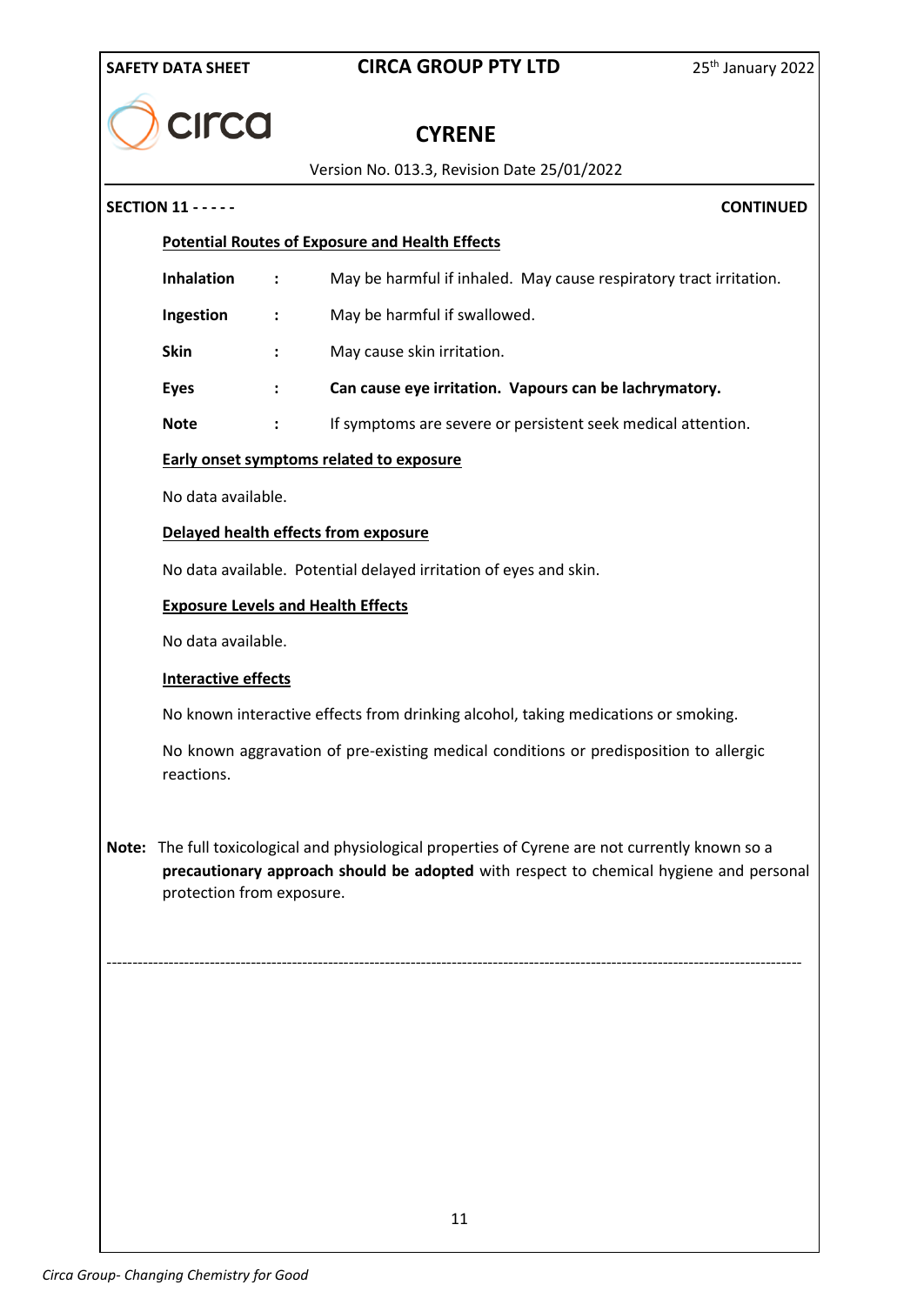**SECTION 11 - - - - -** **CONTINUED**

**Potential Routes of Exposure and Health Effects**

| | | |
|---|---|---|
| **Inhalation** | : | May be harmful if inhaled. May cause respiratory tract irritation. |
| **Ingestion** | : | May be harmful if swallowed. |
| **Skin** | : | May cause skin irritation. |
| **Eyes** | : | **Can cause eye irritation. Vapours can be lachrymatory.** |
| **Note** | : | If symptoms are severe or persistent seek medical attention. |

**Early onset symptoms related to exposure**

No data available.

**Delayed health effects from exposure**

No data available. Potential delayed irritation of eyes and skin.

**Exposure Levels and Health Effects**

No data available.

**Interactive effects**

No known interactive effects from drinking alcohol, taking medications or smoking.

No known aggravation of pre-existing medical conditions or predisposition to allergic reactions.

**Note:** The full toxicological and physiological properties of Cyrene are not currently known so a **precautionary approach should be adopted** with respect to chemical hygiene and personal protection from exposure.

---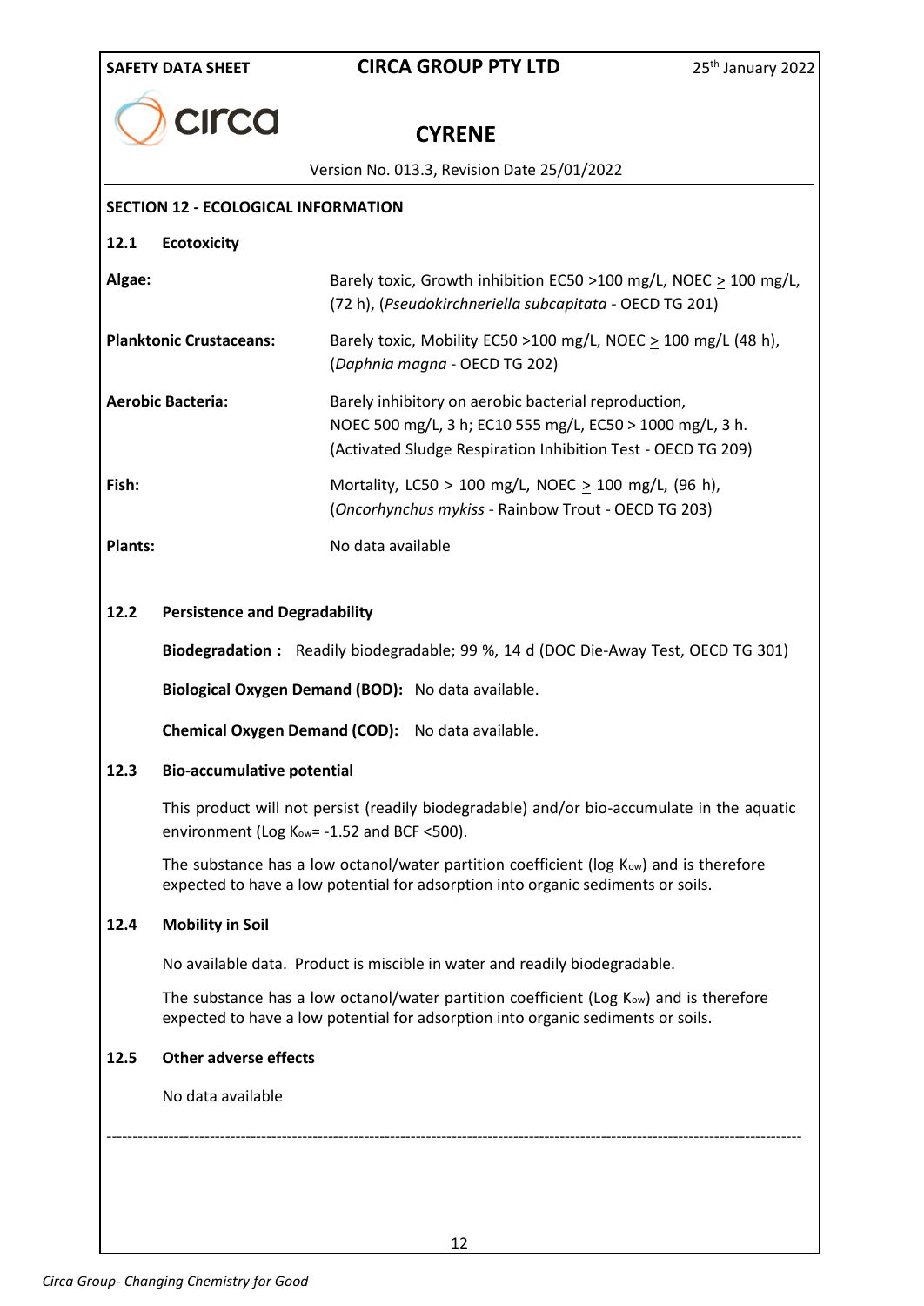## SECTION 12 - ECOLOGICAL INFORMATION

### 12.1 Ecotoxicity

| | |
|---|---|
| **Algae:** | Barely toxic, Growth inhibition EC50 >100 mg/L, NOEC ≥ 100 mg/L, (72 h), (*Pseudokirchneriella subcapitata* - OECD TG 201) |
| **Planktonic Crustaceans:** | Barely toxic, Mobility EC50 >100 mg/L, NOEC ≥ 100 mg/L (48 h), (*Daphnia magna* - OECD TG 202) |
| **Aerobic Bacteria:** | Barely inhibitory on aerobic bacterial reproduction, NOEC 500 mg/L, 3 h; EC10 555 mg/L, EC50 > 1000 mg/L, 3 h. (Activated Sludge Respiration Inhibition Test - OECD TG 209) |
| **Fish:** | Mortality, LC50 > 100 mg/L, NOEC ≥ 100 mg/L, (96 h), (*Oncorhynchus mykiss* - Rainbow Trout - OECD TG 203) |
| **Plants:** | No data available |

### 12.2 Persistence and Degradability

**Biodegradation :** Readily biodegradable; 99 %, 14 d (DOC Die-Away Test, OECD TG 301)

**Biological Oxygen Demand (BOD):** No data available.

**Chemical Oxygen Demand (COD):** No data available.

### 12.3 Bio-accumulative potential

This product will not persist (readily biodegradable) and/or bio-accumulate in the aquatic environment (Log $K_{ow}$= -1.52 and BCF <500).

The substance has a low octanol/water partition coefficient (log $K_{ow}$) and is therefore expected to have a low potential for adsorption into organic sediments or soils.

### 12.4 Mobility in Soil

No available data. Product is miscible in water and readily biodegradable.

The substance has a low octanol/water partition coefficient (Log $K_{ow}$) and is therefore expected to have a low potential for adsorption into organic sediments or soils.

### 12.5 Other adverse effects

No data available

---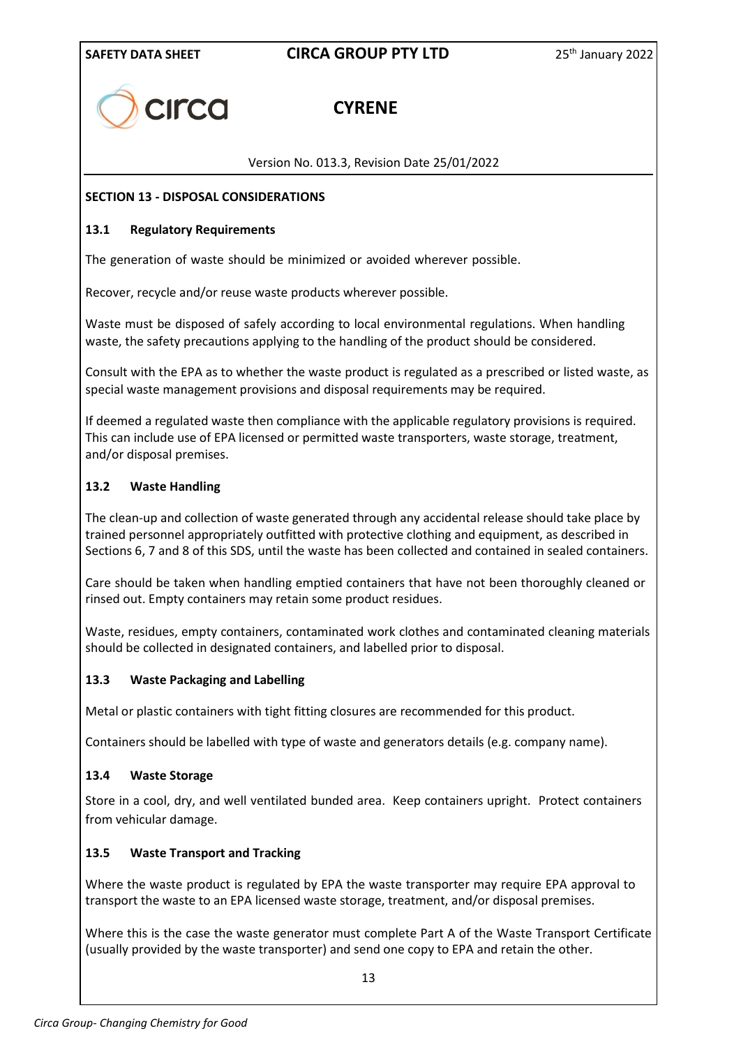## SECTION 13 - DISPOSAL CONSIDERATIONS

### 13.1 Regulatory Requirements

The generation of waste should be minimized or avoided wherever possible.

Recover, recycle and/or reuse waste products wherever possible.

Waste must be disposed of safely according to local environmental regulations. When handling waste, the safety precautions applying to the handling of the product should be considered.

Consult with the EPA as to whether the waste product is regulated as a prescribed or listed waste, as special waste management provisions and disposal requirements may be required.

If deemed a regulated waste then compliance with the applicable regulatory provisions is required. This can include use of EPA licensed or permitted waste transporters, waste storage, treatment, and/or disposal premises.

### 13.2 Waste Handling

The clean-up and collection of waste generated through any accidental release should take place by trained personnel appropriately outfitted with protective clothing and equipment, as described in Sections 6, 7 and 8 of this SDS, until the waste has been collected and contained in sealed containers.

Care should be taken when handling emptied containers that have not been thoroughly cleaned or rinsed out. Empty containers may retain some product residues.

Waste, residues, empty containers, contaminated work clothes and contaminated cleaning materials should be collected in designated containers, and labelled prior to disposal.

### 13.3 Waste Packaging and Labelling

Metal or plastic containers with tight fitting closures are recommended for this product.

Containers should be labelled with type of waste and generators details (e.g. company name).

### 13.4 Waste Storage

Store in a cool, dry, and well ventilated bunded area. Keep containers upright. Protect containers from vehicular damage.

### 13.5 Waste Transport and Tracking

Where the waste product is regulated by EPA the waste transporter may require EPA approval to transport the waste to an EPA licensed waste storage, treatment, and/or disposal premises.

Where this is the case the waste generator must complete Part A of the Waste Transport Certificate (usually provided by the waste transporter) and send one copy to EPA and retain the other.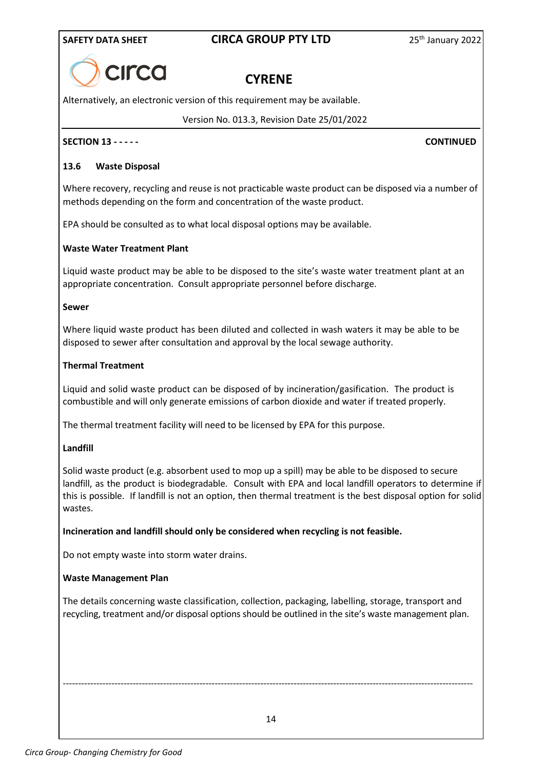**SECTION 13 - - - - -** **CONTINUED**

### 13.6 Waste Disposal

Where recovery, recycling and reuse is not practicable waste product can be disposed via a number of methods depending on the form and concentration of the waste product.

EPA should be consulted as to what local disposal options may be available.

**Waste Water Treatment Plant**

Liquid waste product may be able to be disposed to the site's waste water treatment plant at an appropriate concentration. Consult appropriate personnel before discharge.

**Sewer**

Where liquid waste product has been diluted and collected in wash waters it may be able to be disposed to sewer after consultation and approval by the local sewage authority.

**Thermal Treatment**

Liquid and solid waste product can be disposed of by incineration/gasification. The product is combustible and will only generate emissions of carbon dioxide and water if treated properly.

The thermal treatment facility will need to be licensed by EPA for this purpose.

**Landfill**

Solid waste product (e.g. absorbent used to mop up a spill) may be able to be disposed to secure landfill, as the product is biodegradable. Consult with EPA and local landfill operators to determine if this is possible. If landfill is not an option, then thermal treatment is the best disposal option for solid wastes.

**Incineration and landfill should only be considered when recycling is not feasible.**

Do not empty waste into storm water drains.

**Waste Management Plan**

The details concerning waste classification, collection, packaging, labelling, storage, transport and recycling, treatment and/or disposal options should be outlined in the site's waste management plan.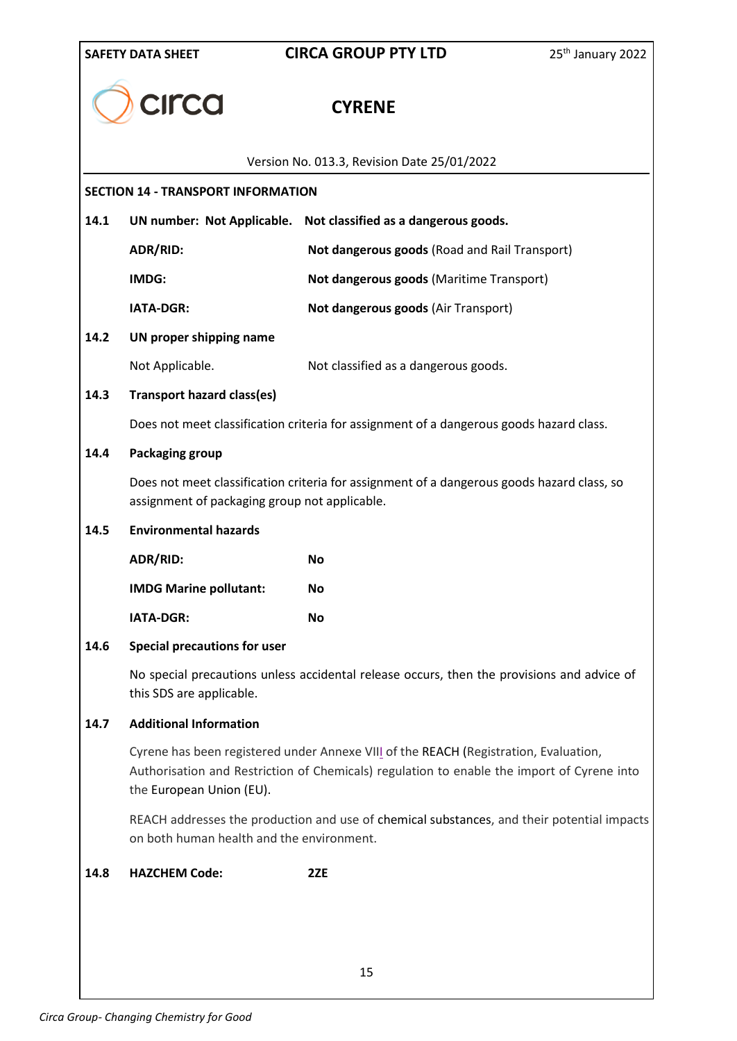## SECTION 14 - TRANSPORT INFORMATION

**14.1 UN number: Not Applicable. Not classified as a dangerous goods.**

| | |
|---|---|
| **ADR/RID:** | **Not dangerous goods** (Road and Rail Transport) |
| **IMDG:** | **Not dangerous goods** (Maritime Transport) |
| **IATA-DGR:** | **Not dangerous goods** (Air Transport) |

**14.2 UN proper shipping name**

Not Applicable. Not classified as a dangerous goods.

**14.3 Transport hazard class(es)**

Does not meet classification criteria for assignment of a dangerous goods hazard class.

**14.4 Packaging group**

Does not meet classification criteria for assignment of a dangerous goods hazard class, so assignment of packaging group not applicable.

**14.5 Environmental hazards**

| | |
|---|---|
| **ADR/RID:** | **No** |
| **IMDG Marine pollutant:** | **No** |
| **IATA-DGR:** | **No** |

**14.6 Special precautions for user**

No special precautions unless accidental release occurs, then the provisions and advice of this SDS are applicable.

**14.7 Additional Information**

Cyrene has been registered under Annexe VIII of the REACH (Registration, Evaluation, Authorisation and Restriction of Chemicals) regulation to enable the import of Cyrene into the European Union (EU).

REACH addresses the production and use of chemical substances, and their potential impacts on both human health and the environment.

**14.8 HAZCHEM Code: 2ZE**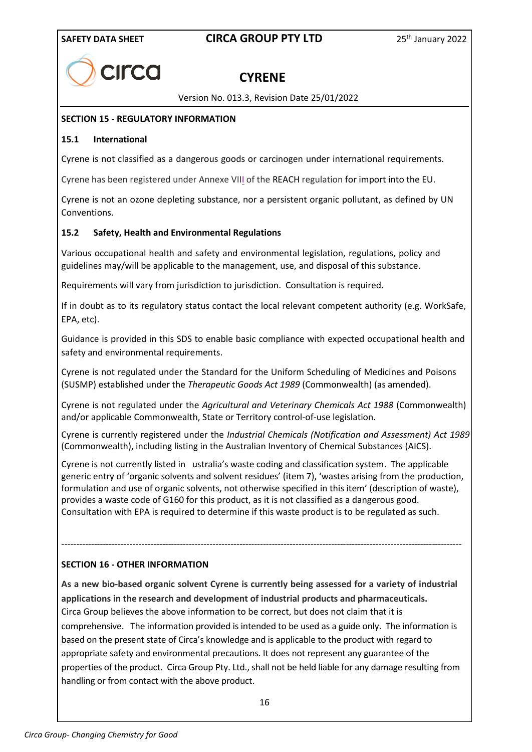## SECTION 15 - REGULATORY INFORMATION

### 15.1 International

Cyrene is not classified as a dangerous goods or carcinogen under international requirements.

Cyrene has been registered under Annexe VIII of the REACH regulation for import into the EU.

Cyrene is not an ozone depleting substance, nor a persistent organic pollutant, as defined by UN Conventions.

### 15.2 Safety, Health and Environmental Regulations

Various occupational health and safety and environmental legislation, regulations, policy and guidelines may/will be applicable to the management, use, and disposal of this substance.

Requirements will vary from jurisdiction to jurisdiction. Consultation is required.

If in doubt as to its regulatory status contact the local relevant competent authority (e.g. WorkSafe, EPA, etc).

Guidance is provided in this SDS to enable basic compliance with expected occupational health and safety and environmental requirements.

Cyrene is not regulated under the Standard for the Uniform Scheduling of Medicines and Poisons (SUSMP) established under the *Therapeutic Goods Act 1989* (Commonwealth) (as amended).

Cyrene is not regulated under the *Agricultural and Veterinary Chemicals Act 1988* (Commonwealth) and/or applicable Commonwealth, State or Territory control-of-use legislation.

Cyrene is currently registered under the *Industrial Chemicals (Notification and Assessment) Act 1989* (Commonwealth), including listing in the Australian Inventory of Chemical Substances (AICS).

Cyrene is not currently listed in ustralia's waste coding and classification system. The applicable generic entry of 'organic solvents and solvent residues' (item 7), 'wastes arising from the production, formulation and use of organic solvents, not otherwise specified in this item' (description of waste), provides a waste code of G160 for this product, as it is not classified as a dangerous good. Consultation with EPA is required to determine if this waste product is to be regulated as such.

---

## SECTION 16 - OTHER INFORMATION

**As a new bio-based organic solvent Cyrene is currently being assessed for a variety of industrial applications in the research and development of industrial products and pharmaceuticals.**

Circa Group believes the above information to be correct, but does not claim that it is comprehensive. The information provided is intended to be used as a guide only. The information is based on the present state of Circa's knowledge and is applicable to the product with regard to appropriate safety and environmental precautions. It does not represent any guarantee of the properties of the product. Circa Group Pty. Ltd., shall not be held liable for any damage resulting from handling or from contact with the above product.